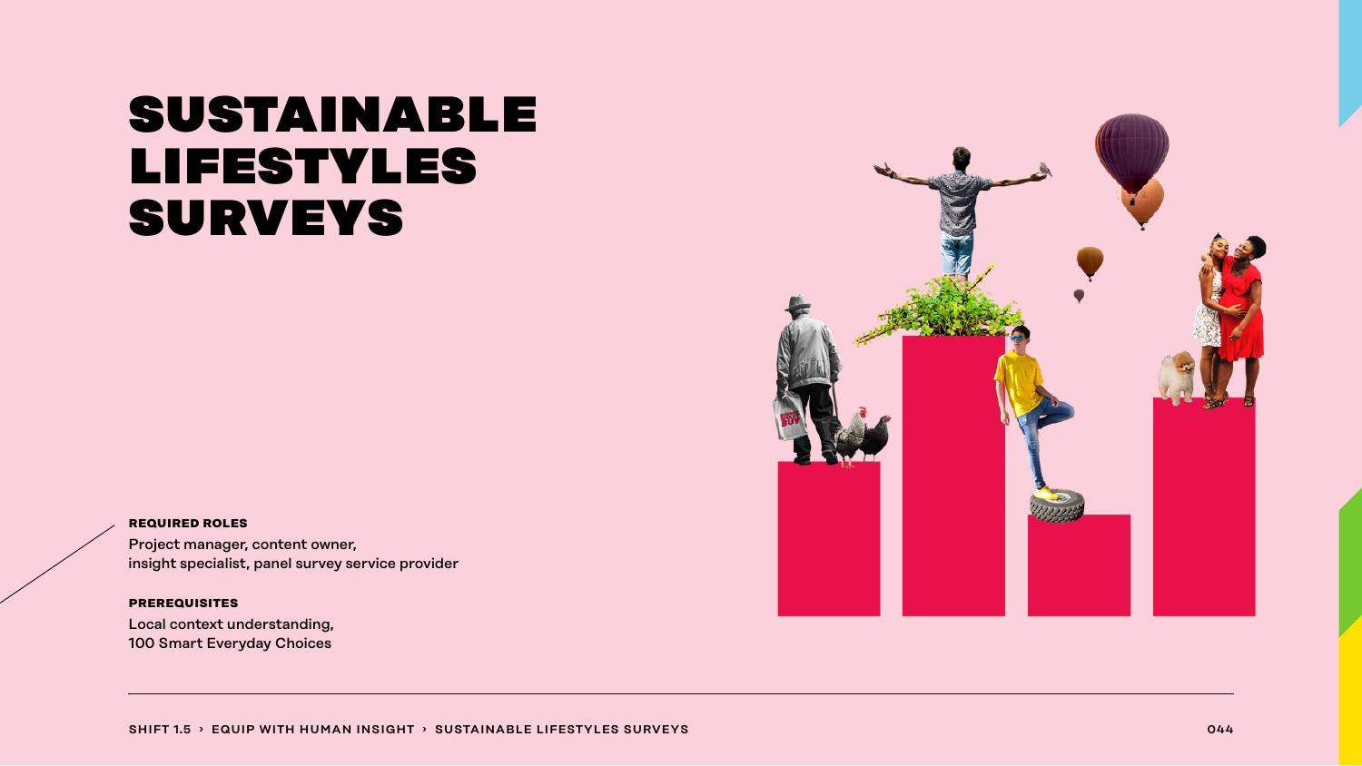# SUSTAINABLE LIFESTYLES SURVEYS

**REQUIRED ROLES**

Project manager, content owner,
insight specialist, panel survey service provider

**PREREQUISITES**

Local context understanding,
100 Smart Everyday Choices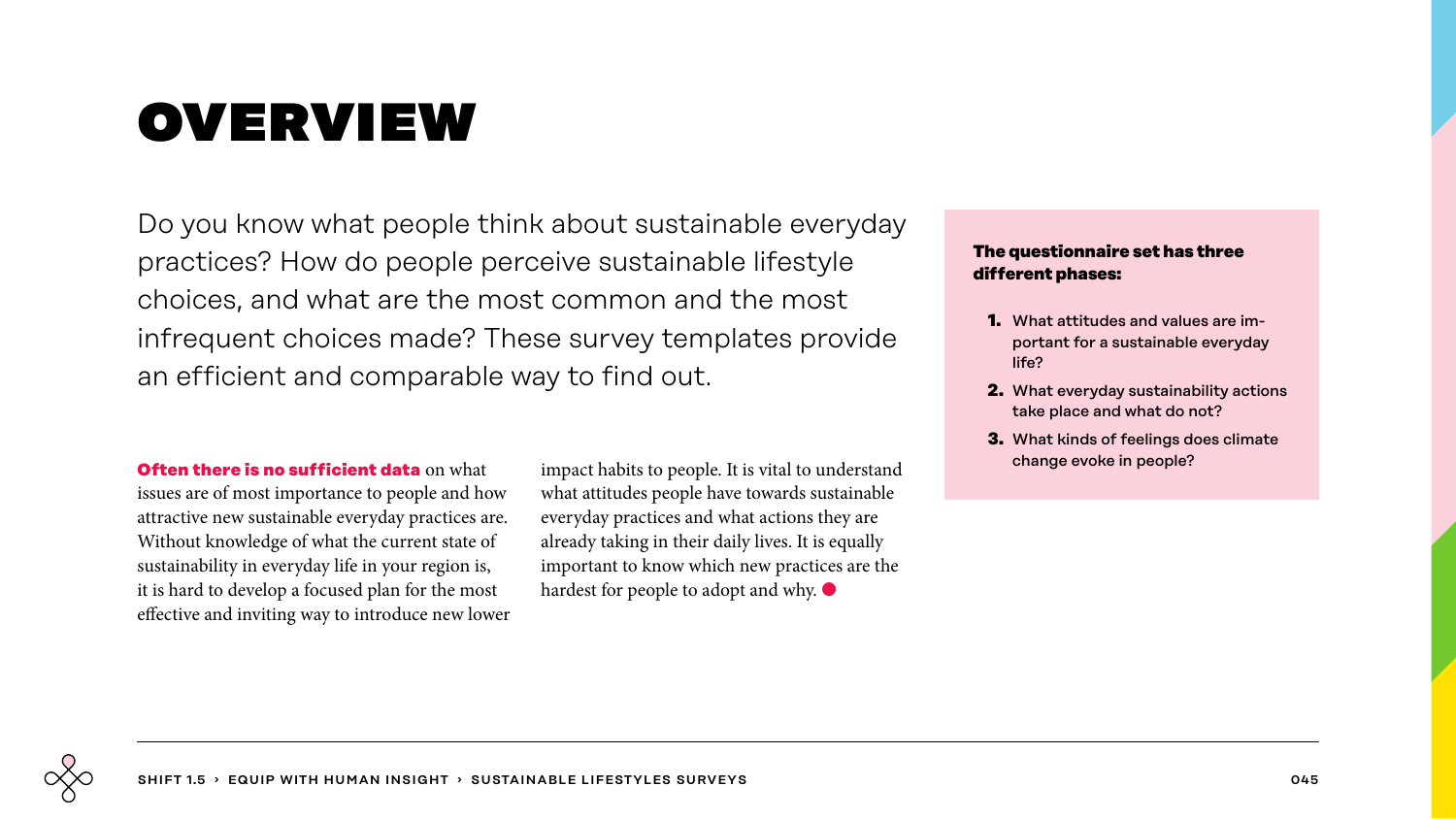# OVERVIEW

Do you know what people think about sustainable everyday practices? How do people perceive sustainable lifestyle choices, and what are the most common and the most infrequent choices made? These survey templates provide an efficient and comparable way to find out.

**Often there is no sufficient data** on what issues are of most importance to people and how attractive new sustainable everyday practices are. Without knowledge of what the current state of sustainability in everyday life in your region is, it is hard to develop a focused plan for the most effective and inviting way to introduce new lower impact habits to people. It is vital to understand what attitudes people have towards sustainable everyday practices and what actions they are already taking in their daily lives. It is equally important to know which new practices are the hardest for people to adopt and why.

**The questionnaire set has three different phases:**

1. What attitudes and values are important for a sustainable everyday life?
2. What everyday sustainability actions take place and what do not?
3. What kinds of feelings does climate change evoke in people?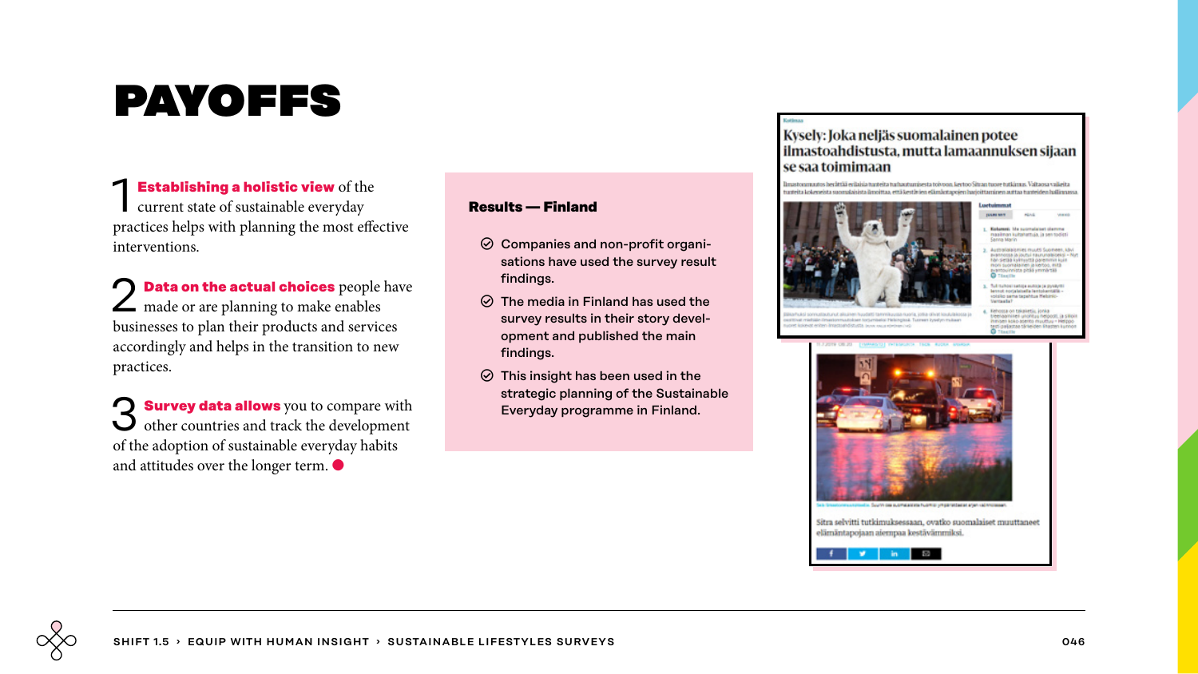# PAYOFFS

1 **Establishing a holistic view** of the current state of sustainable everyday practices helps with planning the most effective interventions.

2 **Data on the actual choices** people have made or are planning to make enables businesses to plan their products and services accordingly and helps in the transition to new practices.

3 **Survey data allows** you to compare with other countries and track the development of the adoption of sustainable everyday habits and attitudes over the longer term.

**Results — Finland**

- Companies and non-profit organisations have used the survey result findings.
- The media in Finland has used the survey results in their story development and published the main findings.
- This insight has been used in the strategic planning of the Sustainable Everyday programme in Finland.

Kysely: Joka neljäs suomalainen potee ilmastoahdistusta, mutta lamaannuksen sijaan se saa toimimaan

Sitra selvitti tutkimuksessaan, ovatko suomalaiset muuttaneet elämäntapojaan aiempaa kestävämmiksi.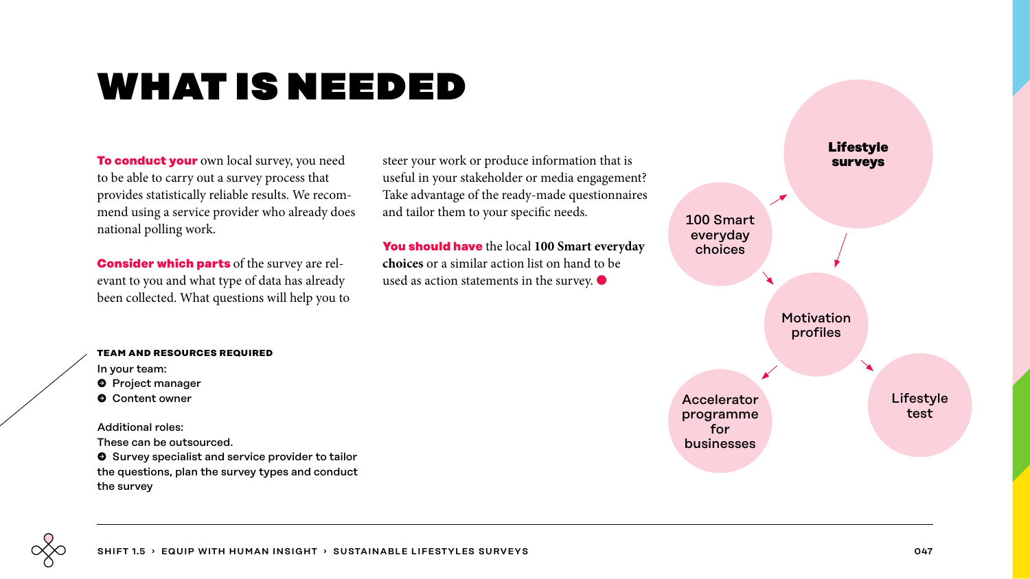# WHAT IS NEEDED

**To conduct your** own local survey, you need to be able to carry out a survey process that provides statistically reliable results. We recommend using a service provider who already does national polling work.

**Consider which parts** of the survey are relevant to you and what type of data has already been collected. What questions will help you to steer your work or produce information that is useful in your stakeholder or media engagement? Take advantage of the ready-made questionnaires and tailor them to your specific needs.

**You should have** the local **100 Smart everyday choices** or a similar action list on hand to be used as action statements in the survey.

**TEAM AND RESOURCES REQUIRED**

In your team:

- Project manager
- Content owner

Additional roles:
These can be outsourced.

- Survey specialist and service provider to tailor the questions, plan the survey types and conduct the survey

**Lifestyle surveys**

100 Smart everyday choices

Motivation profiles

Accelerator programme for businesses

Lifestyle test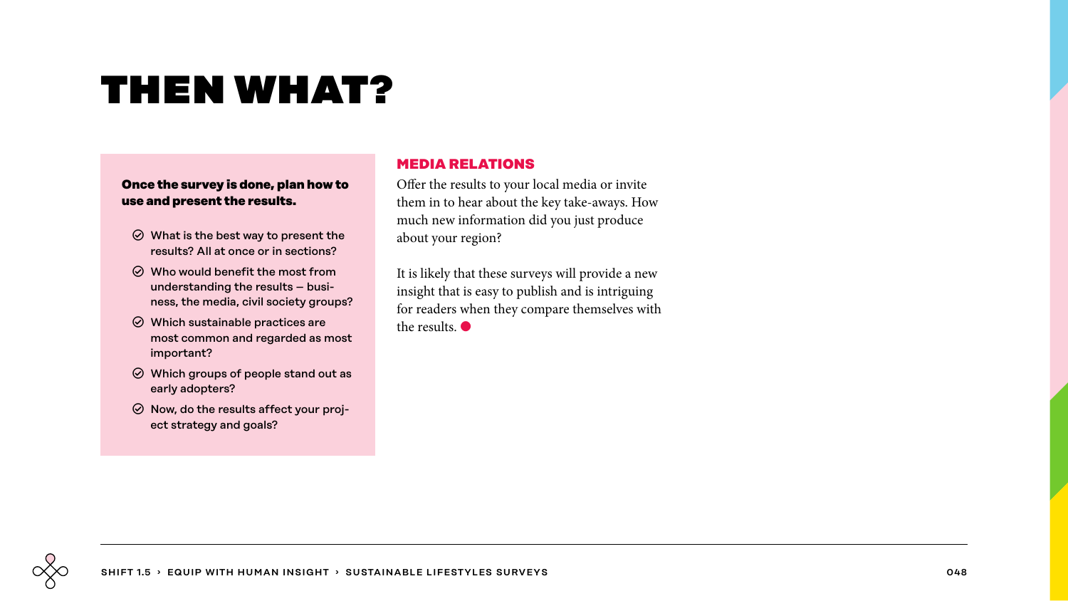# THEN WHAT?

**Once the survey is done, plan how to use and present the results.**

- What is the best way to present the results? All at once or in sections?
- Who would benefit the most from understanding the results – business, the media, civil society groups?
- Which sustainable practices are most common and regarded as most important?
- Which groups of people stand out as early adopters?
- Now, do the results affect your project strategy and goals?

## MEDIA RELATIONS

Offer the results to your local media or invite them in to hear about the key take-aways. How much new information did you just produce about your region?

It is likely that these surveys will provide a new insight that is easy to publish and is intriguing for readers when they compare themselves with the results.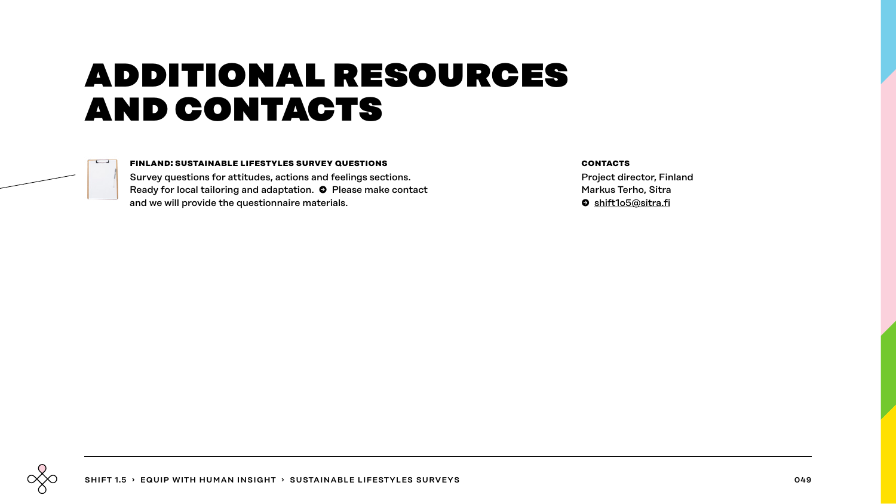# ADDITIONAL RESOURCES AND CONTACTS

**FINLAND: SUSTAINABLE LIFESTYLES SURVEY QUESTIONS**

Survey questions for attitudes, actions and feelings sections. Ready for local tailoring and adaptation. ➔ Please make contact and we will provide the questionnaire materials.

**CONTACTS**

Project director, Finland
Markus Terho, Sitra
➔ shift1o5@sitra.fi